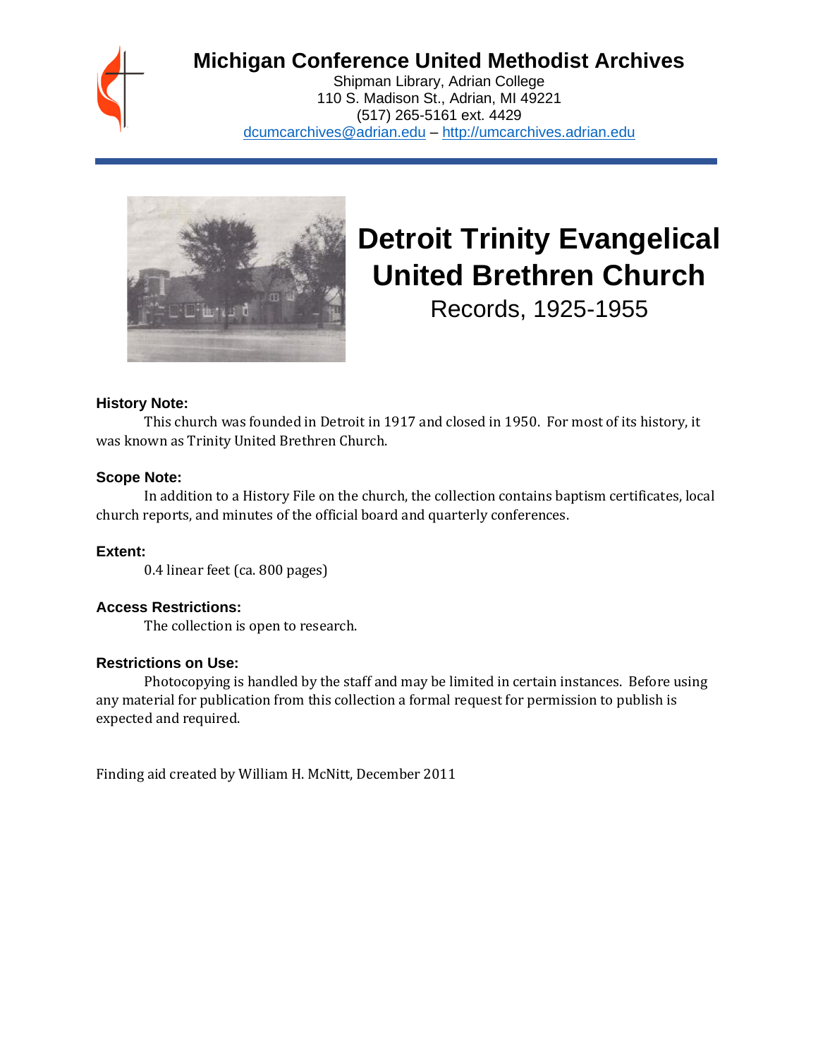**Michigan Conference United Methodist Archives**
Shipman Library, Adrian College
110 S. Madison St., Adrian, MI 49221
(517) 265-5161 ext. 4429
dcumcarchives@adrian.edu – http://umcarchives.adrian.edu

# Detroit Trinity Evangelical United Brethren Church

Records, 1925-1955

### History Note:

This church was founded in Detroit in 1917 and closed in 1950. For most of its history, it was known as Trinity United Brethren Church.

### Scope Note:

In addition to a History File on the church, the collection contains baptism certificates, local church reports, and minutes of the official board and quarterly conferences.

### Extent:

0.4 linear feet (ca. 800 pages)

### Access Restrictions:

The collection is open to research.

### Restrictions on Use:

Photocopying is handled by the staff and may be limited in certain instances. Before using any material for publication from this collection a formal request for permission to publish is expected and required.

Finding aid created by William H. McNitt, December 2011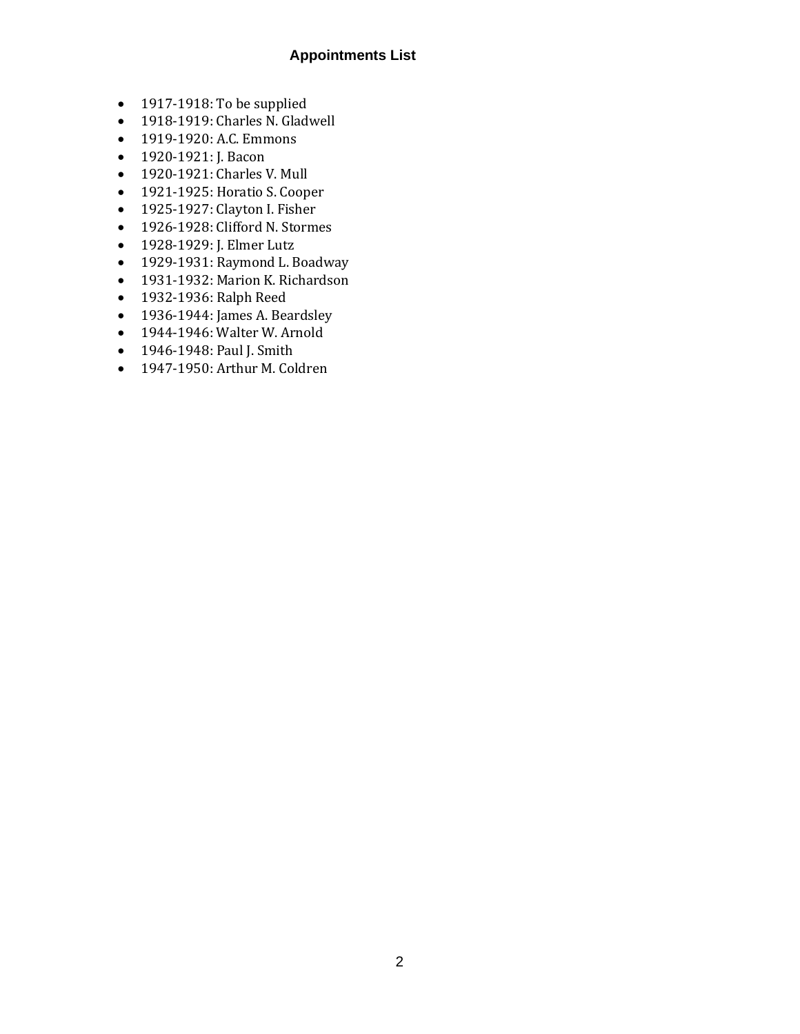## Appointments List

- 1917-1918: To be supplied
- 1918-1919: Charles N. Gladwell
- 1919-1920: A.C. Emmons
- 1920-1921: J. Bacon
- 1920-1921: Charles V. Mull
- 1921-1925: Horatio S. Cooper
- 1925-1927: Clayton I. Fisher
- 1926-1928: Clifford N. Stormes
- 1928-1929: J. Elmer Lutz
- 1929-1931: Raymond L. Boadway
- 1931-1932: Marion K. Richardson
- 1932-1936: Ralph Reed
- 1936-1944: James A. Beardsley
- 1944-1946: Walter W. Arnold
- 1946-1948: Paul J. Smith
- 1947-1950: Arthur M. Coldren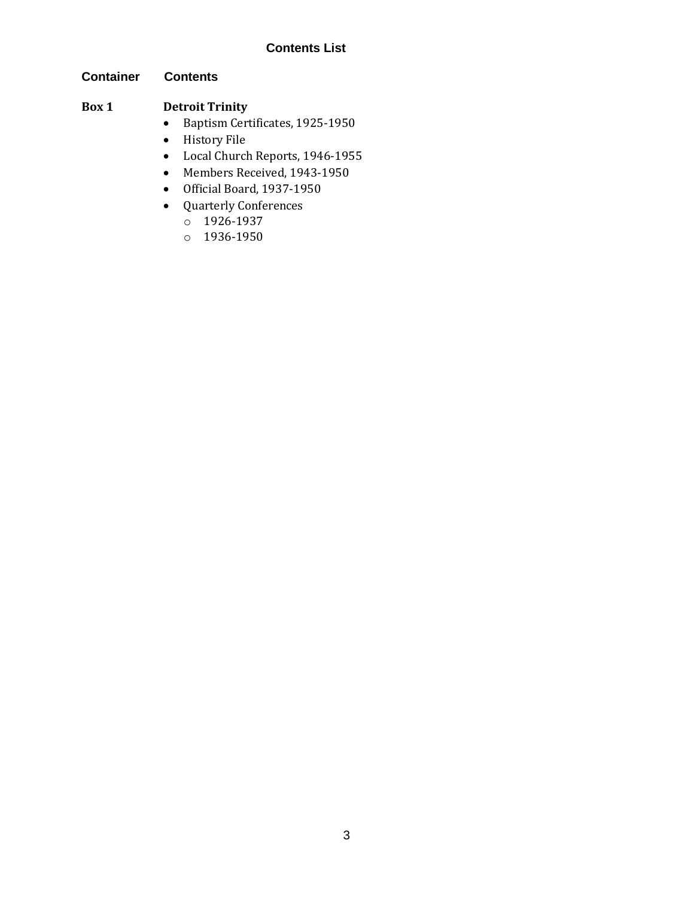## Contents List

| Container | Contents |
|---|---|
| **Box 1** | **Detroit Trinity** |

**Box 1** — **Detroit Trinity**

- Baptism Certificates, 1925-1950
- History File
- Local Church Reports, 1946-1955
- Members Received, 1943-1950
- Official Board, 1937-1950
- Quarterly Conferences
  - 1926-1937
  - 1936-1950